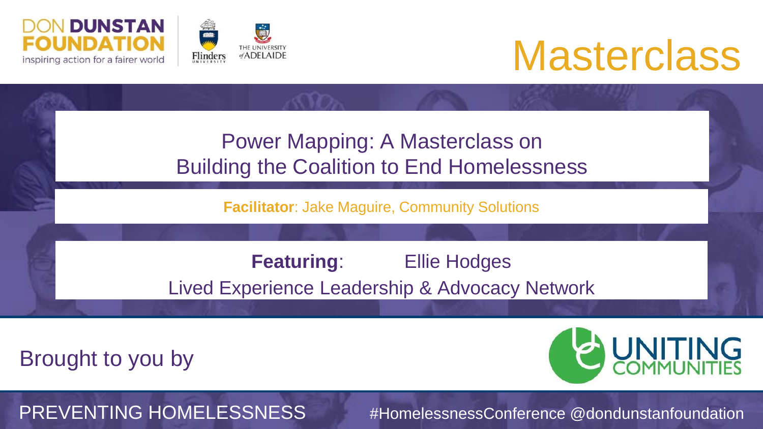DON DUNSTAN FOUNDATION
inspiring action for a fairer world

Flinders University

The University of Adelaide

# Masterclass

## Power Mapping: A Masterclass on Building the Coalition to End Homelessness

**Facilitator**: Jake Maguire, Community Solutions

**Featuring**: Ellie Hodges
Lived Experience Leadership & Advocacy Network

Brought to you by

UNITING COMMUNITIES

PREVENTING HOMELESSNESS

#HomelessnessConference @dondunstanfoundation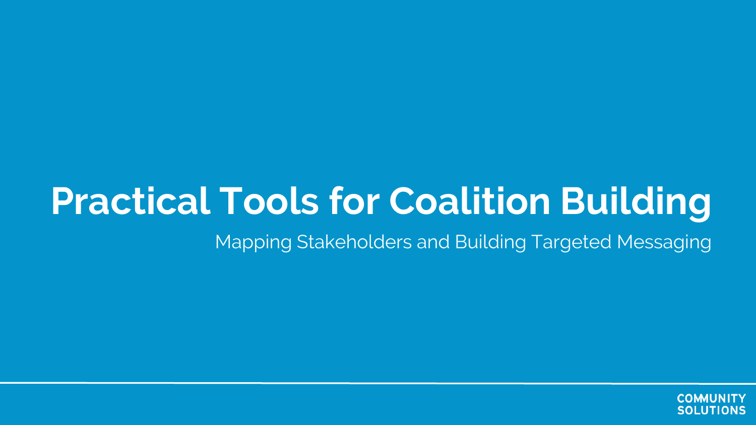# Practical Tools for Coalition Building

Mapping Stakeholders and Building Targeted Messaging

COMMUNITY SOLUTIONS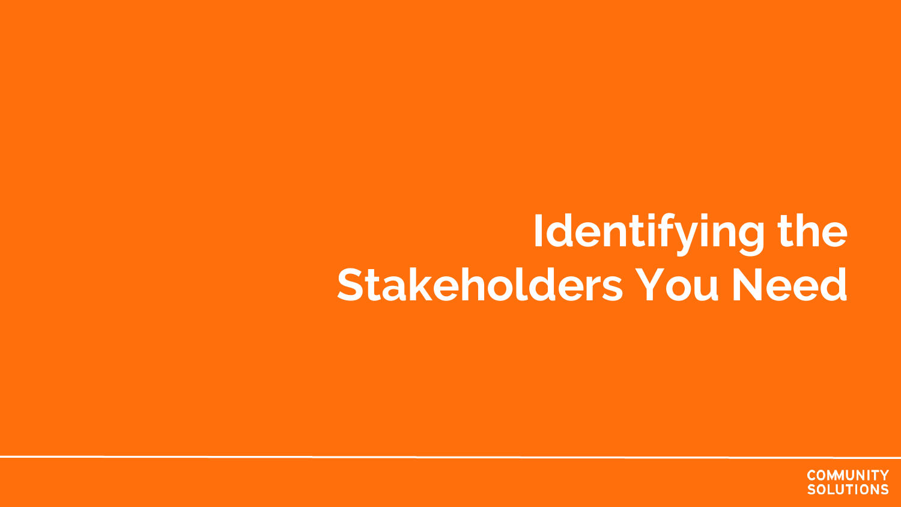# Identifying the Stakeholders You Need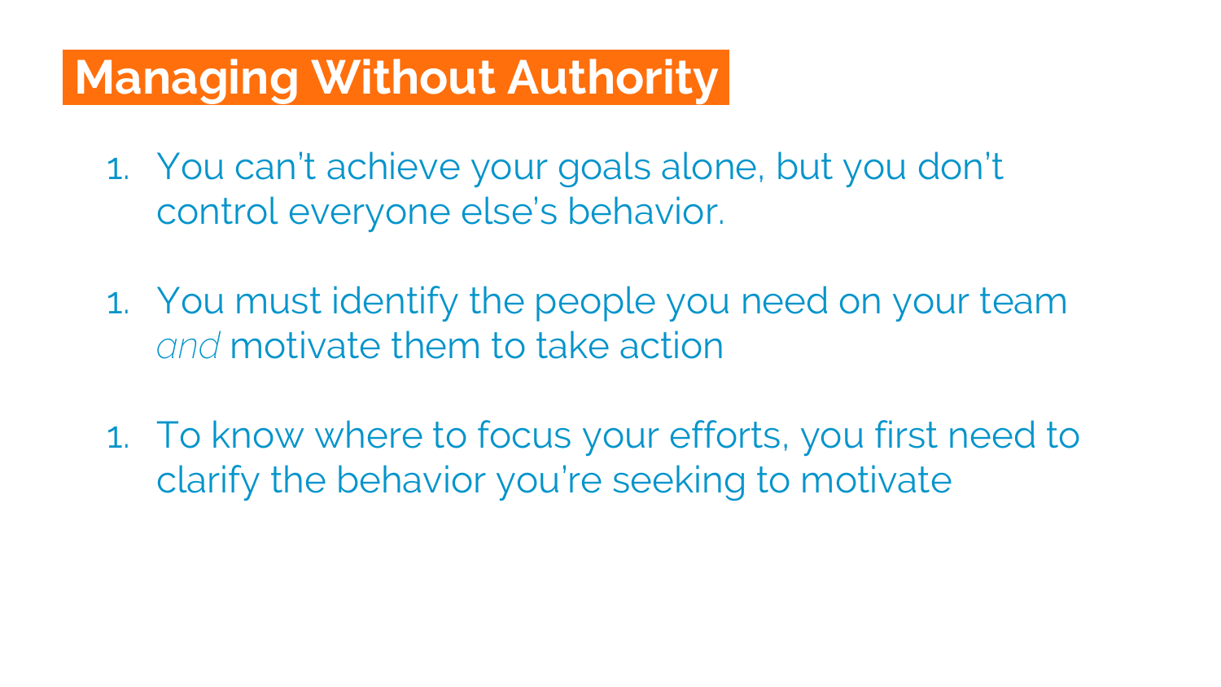# Managing Without Authority

1. You can't achieve your goals alone, but you don't control everyone else's behavior.

1. You must identify the people you need on your team *and* motivate them to take action

1. To know where to focus your efforts, you first need to clarify the behavior you're seeking to motivate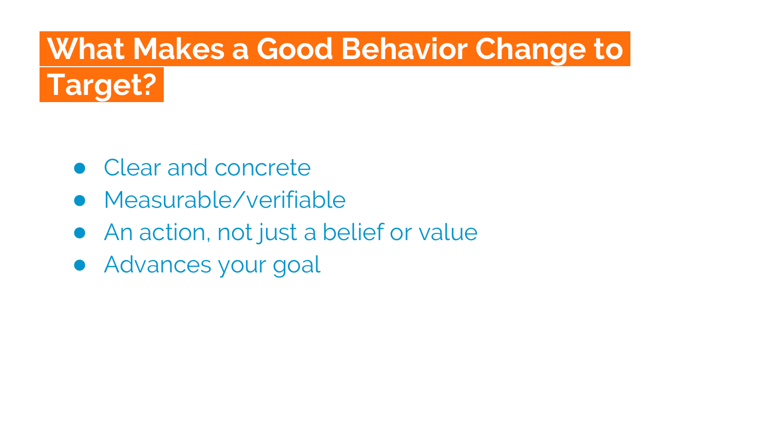# What Makes a Good Behavior Change to Target?

- Clear and concrete
- Measurable/verifiable
- An action, not just a belief or value
- Advances your goal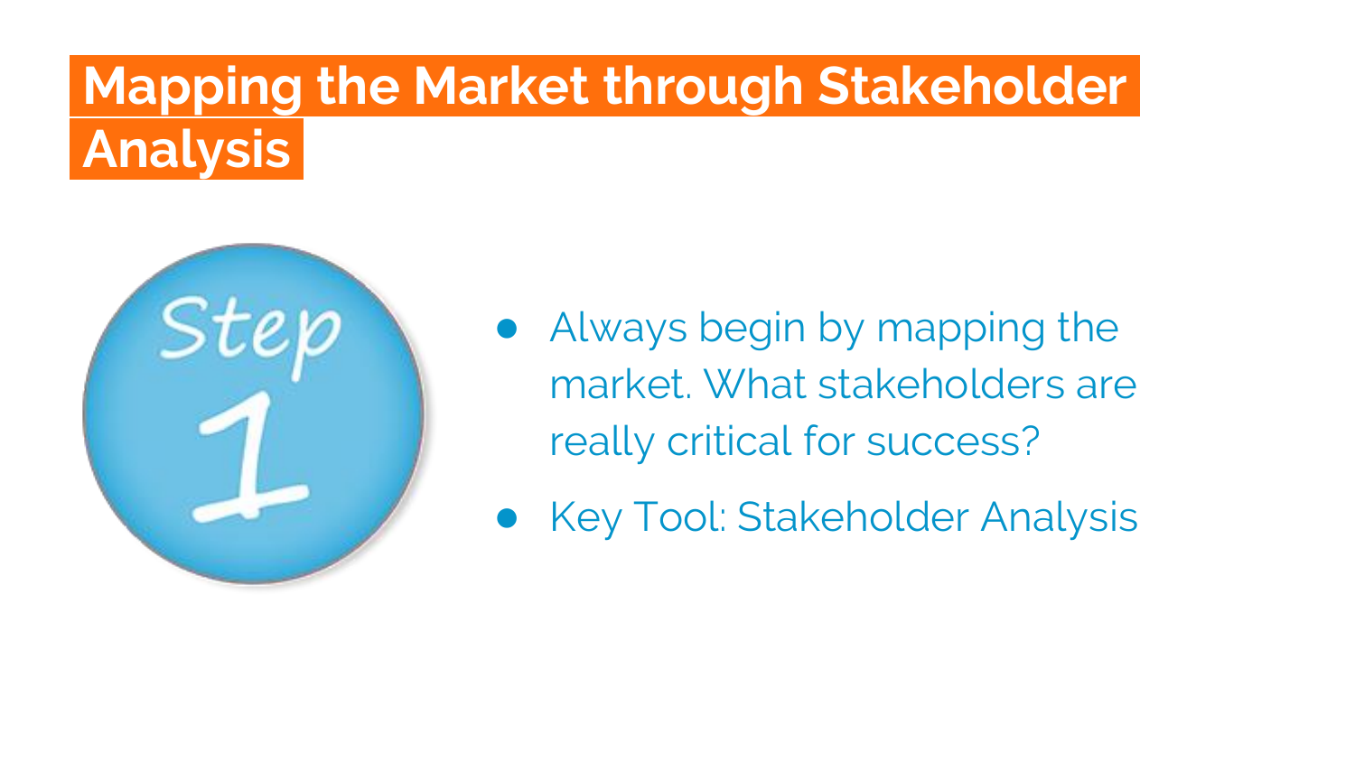# Mapping the Market through Stakeholder Analysis

Step 1

- Always begin by mapping the market. What stakeholders are really critical for success?
- Key Tool: Stakeholder Analysis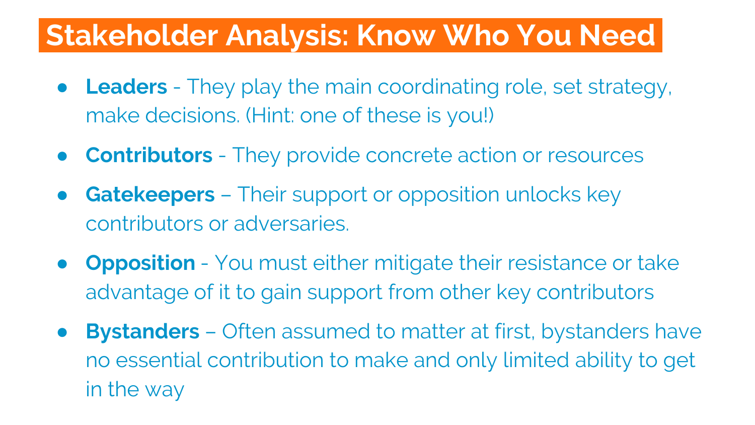# Stakeholder Analysis: Know Who You Need

- **Leaders** - They play the main coordinating role, set strategy, make decisions. (Hint: one of these is you!)
- **Contributors** - They provide concrete action or resources
- **Gatekeepers** – Their support or opposition unlocks key contributors or adversaries.
- **Opposition** - You must either mitigate their resistance or take advantage of it to gain support from other key contributors
- **Bystanders** – Often assumed to matter at first, bystanders have no essential contribution to make and only limited ability to get in the way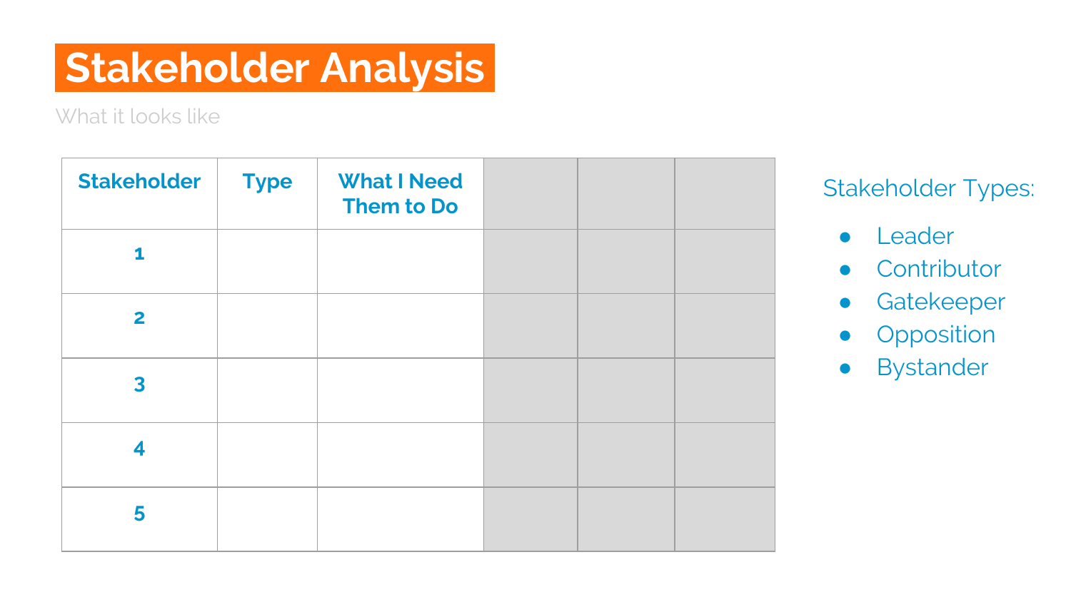# Stakeholder Analysis

What it looks like

| Stakeholder | Type | What I Need Them to Do | | | |
|---|---|---|---|---|---|
| 1 | | | | | |
| 2 | | | | | |
| 3 | | | | | |
| 4 | | | | | |
| 5 | | | | | |

Stakeholder Types:

- Leader
- Contributor
- Gatekeeper
- Opposition
- Bystander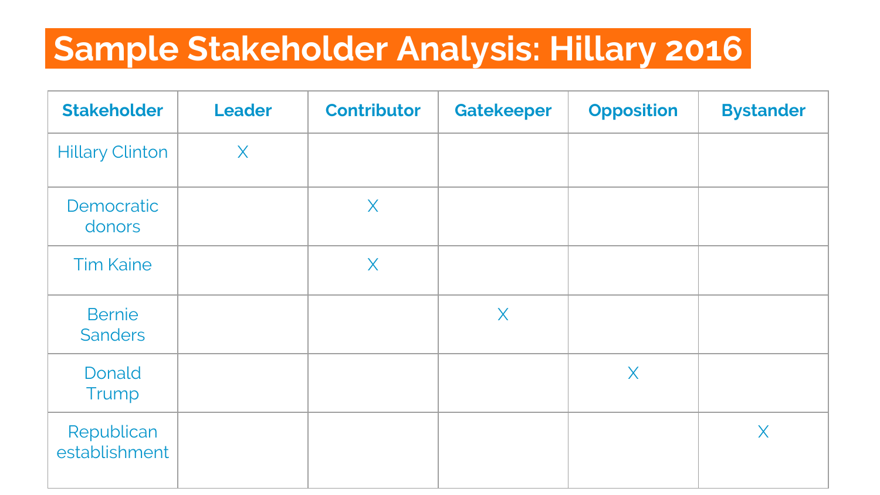# Sample Stakeholder Analysis: Hillary 2016

| Stakeholder | Leader | Contributor | Gatekeeper | Opposition | Bystander |
|---|---|---|---|---|---|
| Hillary Clinton | X | | | | |
| Democratic donors | | X | | | |
| Tim Kaine | | X | | | |
| Bernie Sanders | | | X | | |
| Donald Trump | | | | X | |
| Republican establishment | | | | | X |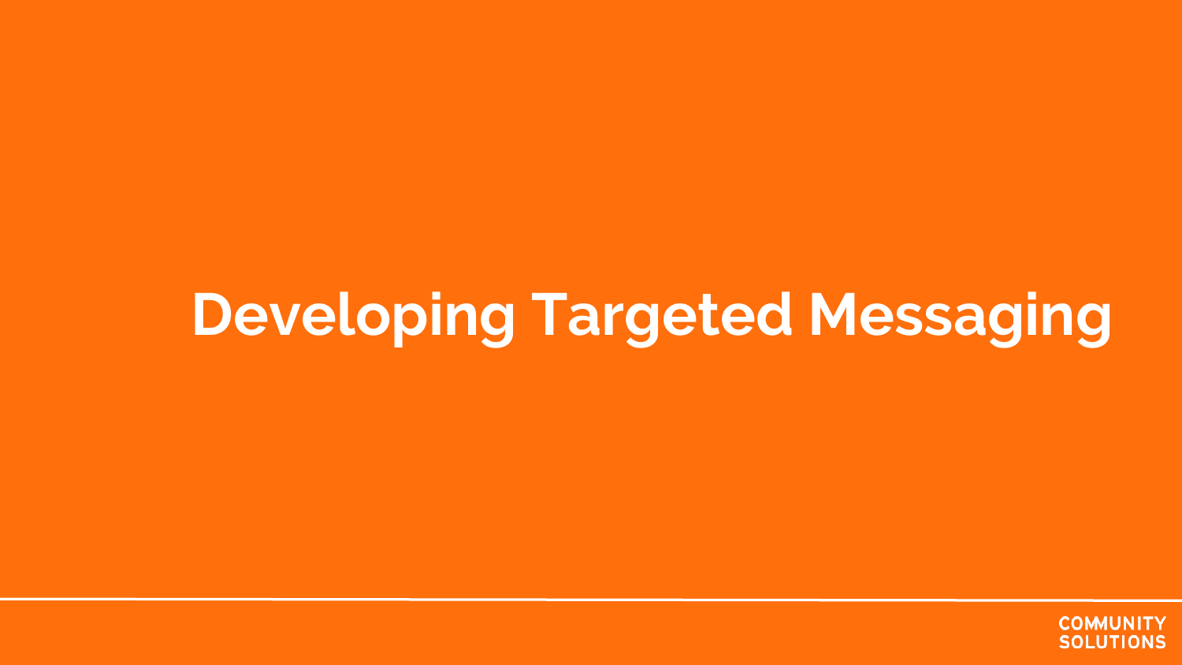# Developing Targeted Messaging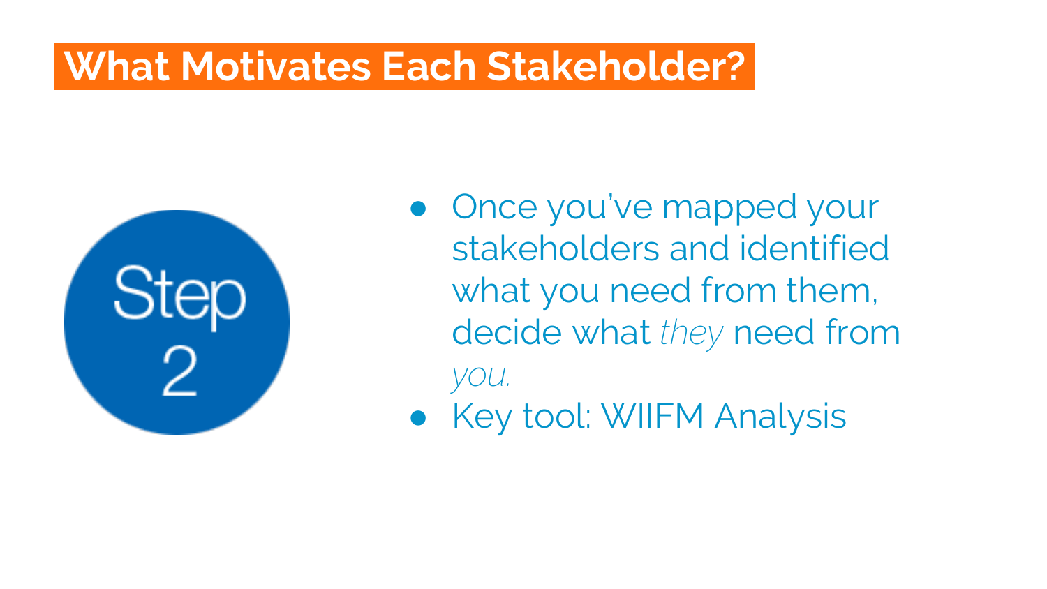# What Motivates Each Stakeholder?

Step 2

- Once you've mapped your stakeholders and identified what you need from them, decide what *they* need from *you.*
- Key tool: WIIFM Analysis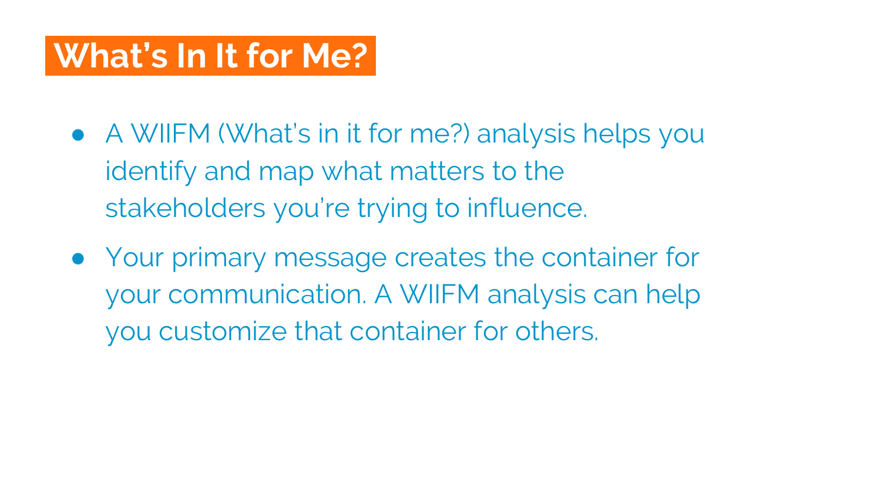# What's In It for Me?

- A WIIFM (What's in it for me?) analysis helps you identify and map what matters to the stakeholders you're trying to influence.
- Your primary message creates the container for your communication. A WIIFM analysis can help you customize that container for others.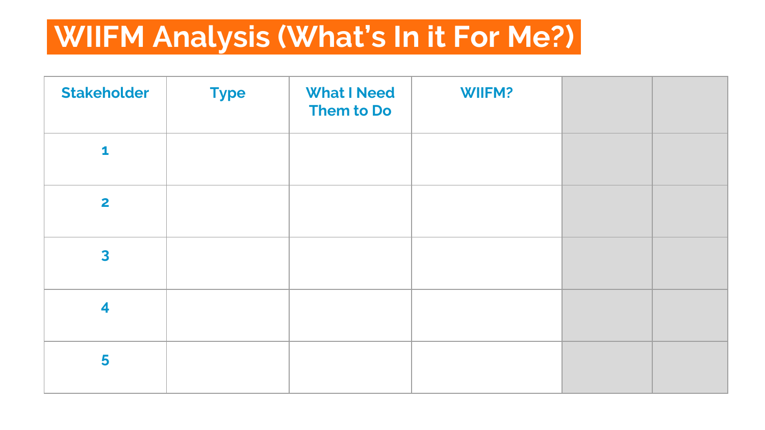# WIIFM Analysis (What's In it For Me?)

| Stakeholder | Type | What I Need Them to Do | WIIFM? | | |
|---|---|---|---|---|---|
| 1 | | | | | |
| 2 | | | | | |
| 3 | | | | | |
| 4 | | | | | |
| 5 | | | | | |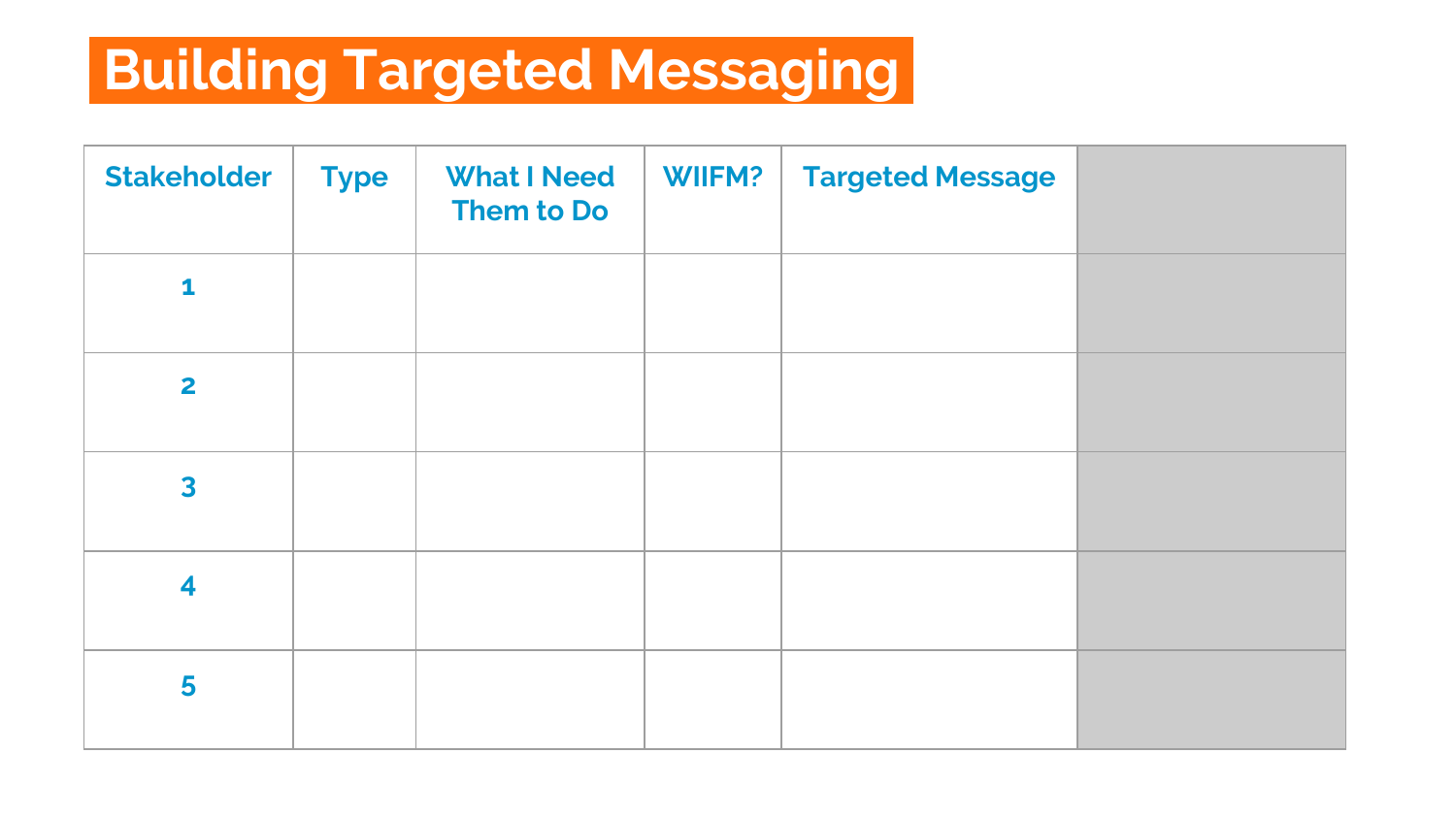# Building Targeted Messaging

| Stakeholder | Type | What I Need Them to Do | WIIFM? | Targeted Message | |
|---|---|---|---|---|---|
| 1 | | | | | |
| 2 | | | | | |
| 3 | | | | | |
| 4 | | | | | |
| 5 | | | | | |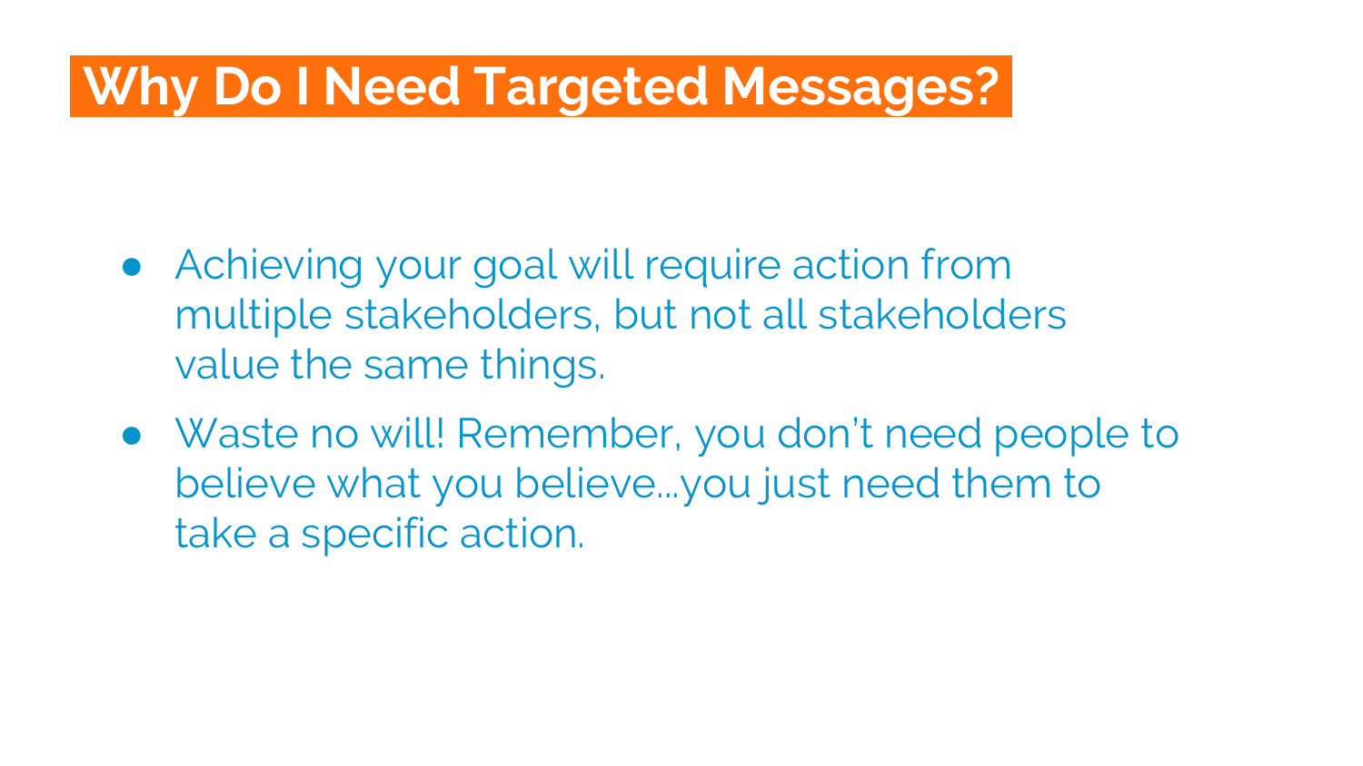# Why Do I Need Targeted Messages?

- Achieving your goal will require action from multiple stakeholders, but not all stakeholders value the same things.
- Waste no will! Remember, you don't need people to believe what you believe…you just need them to take a specific action.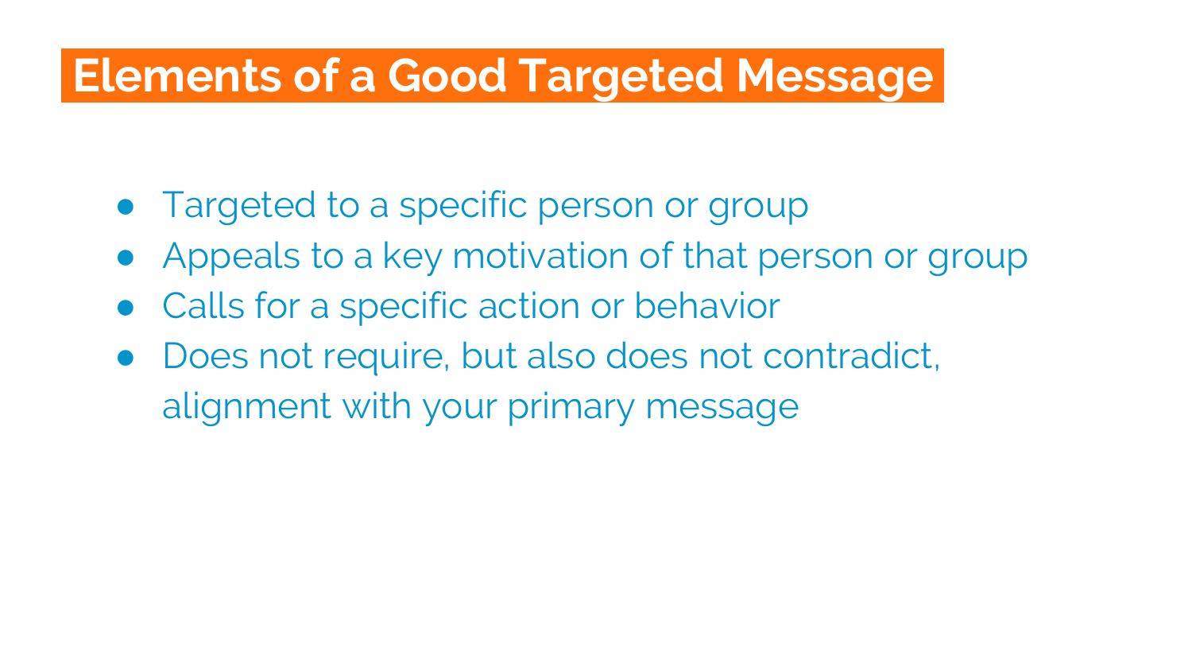# Elements of a Good Targeted Message

- Targeted to a specific person or group
- Appeals to a key motivation of that person or group
- Calls for a specific action or behavior
- Does not require, but also does not contradict, alignment with your primary message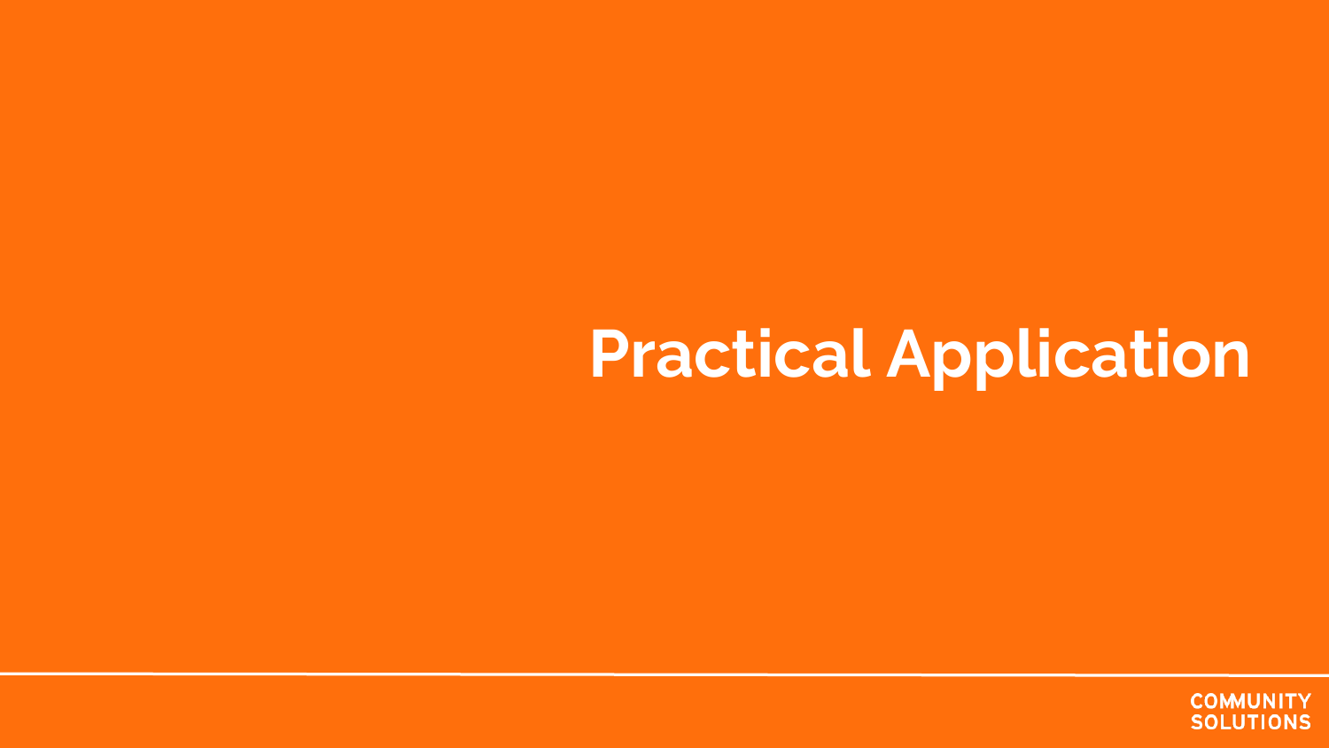# Practical Application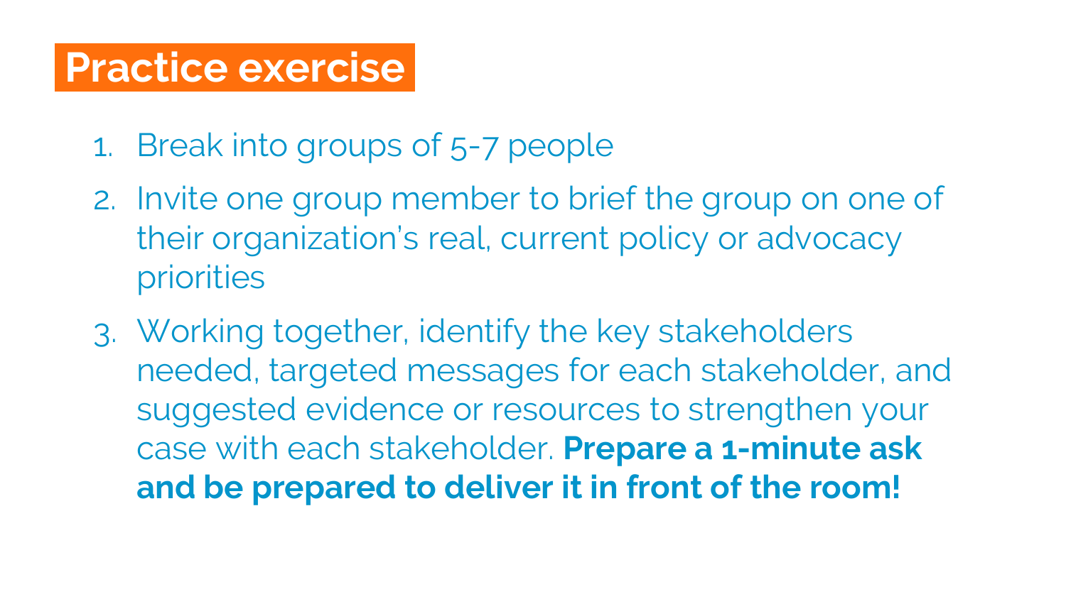# Practice exercise

1. Break into groups of 5-7 people
2. Invite one group member to brief the group on one of their organization's real, current policy or advocacy priorities
3. Working together, identify the key stakeholders needed, targeted messages for each stakeholder, and suggested evidence or resources to strengthen your case with each stakeholder. **Prepare a 1-minute ask and be prepared to deliver it in front of the room!**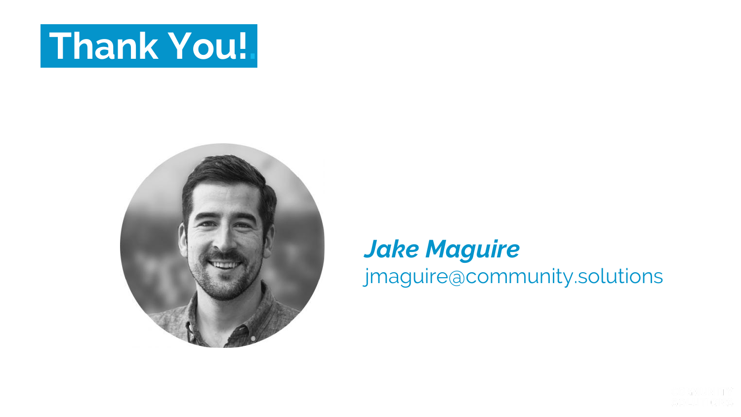# Thank You!

***Jake Maguire***

jmaguire@community.solutions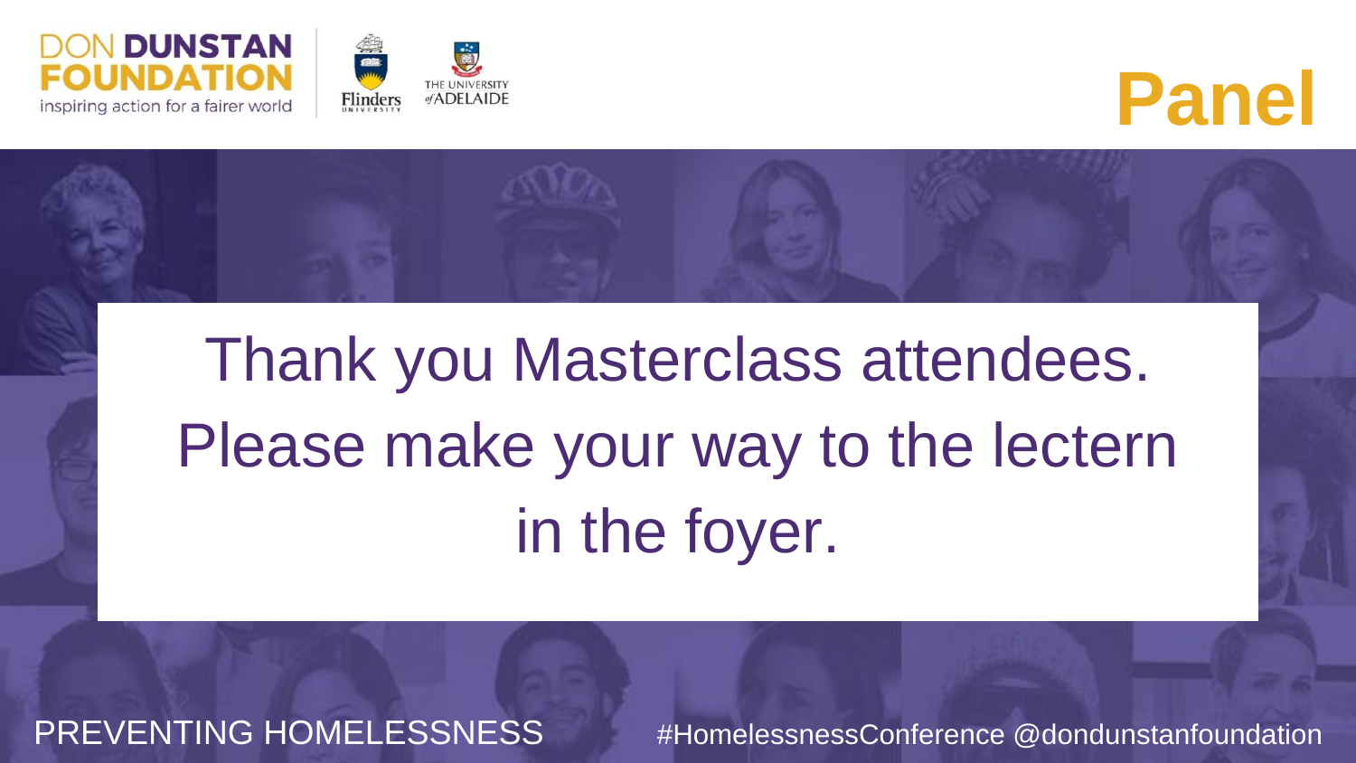DON DUNSTAN FOUNDATION
inspiring action for a fairer world

# Panel

Thank you Masterclass attendees.
Please make your way to the lectern in the foyer.

PREVENTING HOMELESSNESS

#HomelessnessConference @dondunstanfoundation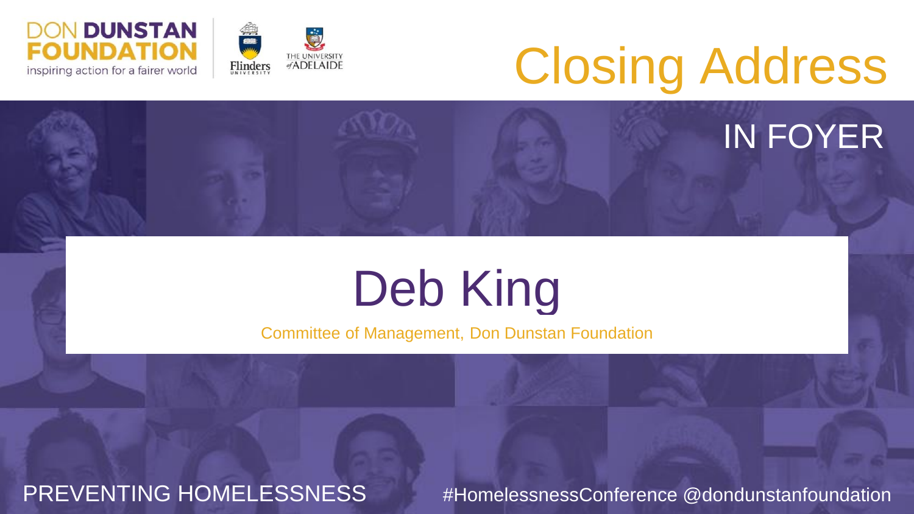DON DUNSTAN FOUNDATION
inspiring action for a fairer world

Flinders University

The University of Adelaide

# Closing Address

IN FOYER

## Deb King

Committee of Management, Don Dunstan Foundation

PREVENTING HOMELESSNESS

#HomelessnessConference @dondunstanfoundation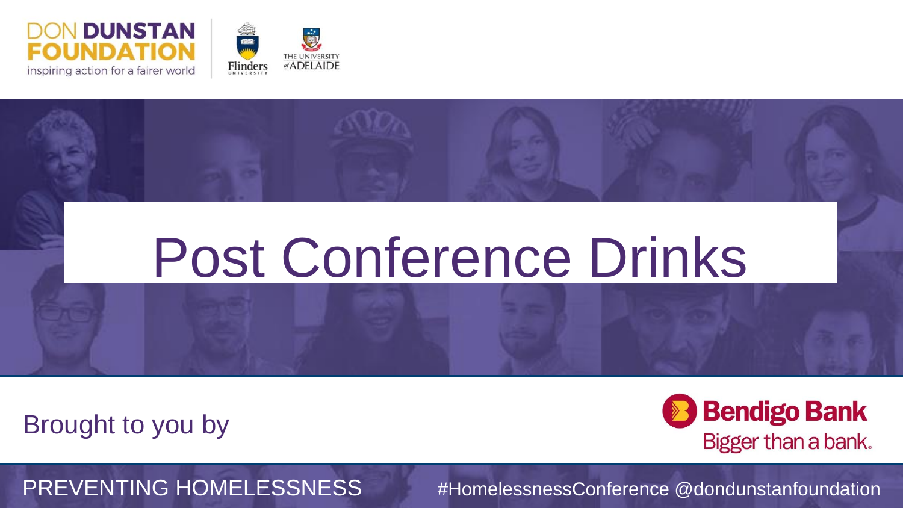DON DUNSTAN FOUNDATION
inspiring action for a fairer world

Flinders University

THE UNIVERSITY of ADELAIDE

# Post Conference Drinks

Brought to you by

Bendigo Bank
Bigger than a bank.

PREVENTING HOMELESSNESS

#HomelessnessConference @dondunstanfoundation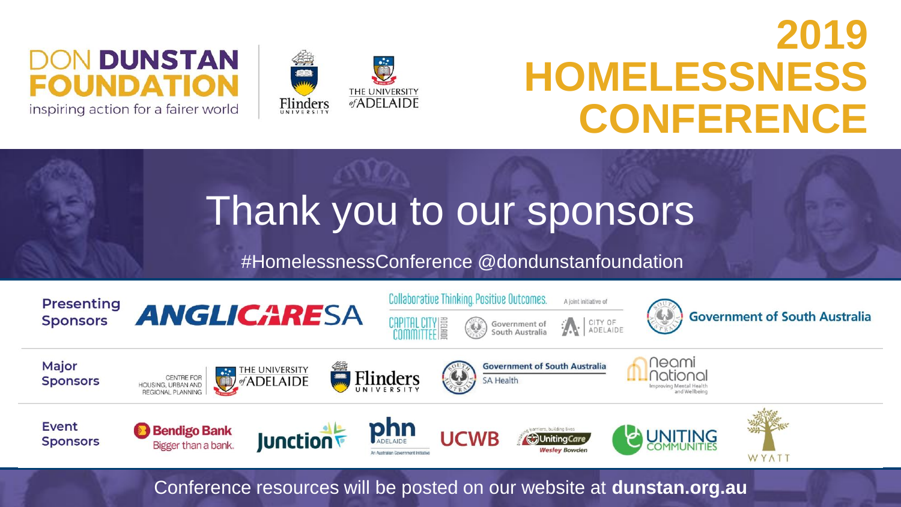DON DUNSTAN FOUNDATION

inspiring action for a fairer world

# 2019 HOMELESSNESS CONFERENCE

## Thank you to our sponsors

#HomelessnessConference @dondunstanfoundation

**Presenting Sponsors**

ANGLICARESA

Collaborative Thinking. Positive Outcomes.

A joint initiative of

CAPITAL CITY COMMITTEE ADELAIDE

Government of South Australia

CITY OF ADELAIDE

Government of South Australia

**Major Sponsors**

CENTRE FOR HOUSING, URBAN AND REGIONAL PLANNING

THE UNIVERSITY of ADELAIDE

Flinders UNIVERSITY

Government of South Australia SA Health

neami national Improving Mental Health and Wellbeing

**Event Sponsors**

Bendigo Bank Bigger than a bank.

Junction

phn ADELAIDE An Australian Government Initiative

UCWB

breaking barriers, building lives UnitingCare Wesley Bowden

UNITING COMMUNITIES

WYATT

Conference resources will be posted on our website at **dunstan.org.au**